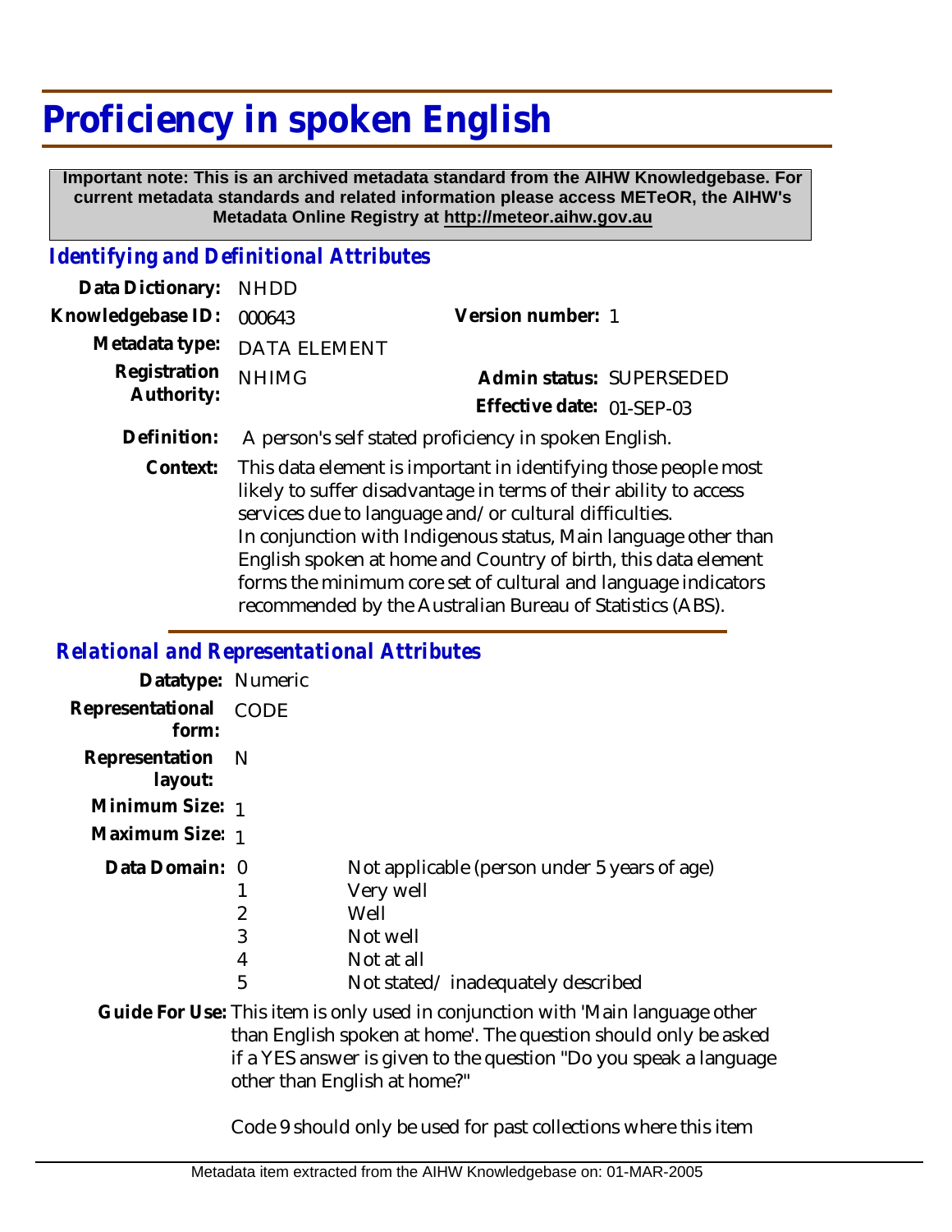# Proficiency in spoken English

**Important note: This is an archived metadata standard from the AIHW Knowledgebase. For current metadata standards and related information please access METeOR, the AIHW's Metadata Online Registry at http://meteor.aihw.gov.au**

## *Identifying and Definitional Attributes*

**Data Dictionary:** NHDD

**Knowledgebase ID:** 000643

**Version number:** 1

**Metadata type:** DATA ELEMENT

**Registration Authority:** NHIMG

**Admin status:** SUPERSEDED

**Effective date:** 01-SEP-03

**Definition:** A person's self stated proficiency in spoken English.

**Context:** This data element is important in identifying those people most likely to suffer disadvantage in terms of their ability to access services due to language and/or cultural difficulties.
In conjunction with Indigenous status, Main language other than English spoken at home and Country of birth, this data element forms the minimum core set of cultural and language indicators recommended by the Australian Bureau of Statistics (ABS).

## *Relational and Representational Attributes*

**Datatype:** Numeric

**Representational form:** CODE

**Representation layout:** N

**Minimum Size:** 1

**Maximum Size:** 1

**Data Domain:**

| Code | Description |
|---|---|
| 0 | Not applicable (person under 5 years of age) |
| 1 | Very well |
| 2 | Well |
| 3 | Not well |
| 4 | Not at all |
| 5 | Not stated/ inadequately described |

**Guide For Use:** This item is only used in conjunction with 'Main language other than English spoken at home'. The question should only be asked if a YES answer is given to the question "Do you speak a language other than English at home?"

Code 9 should only be used for past collections where this item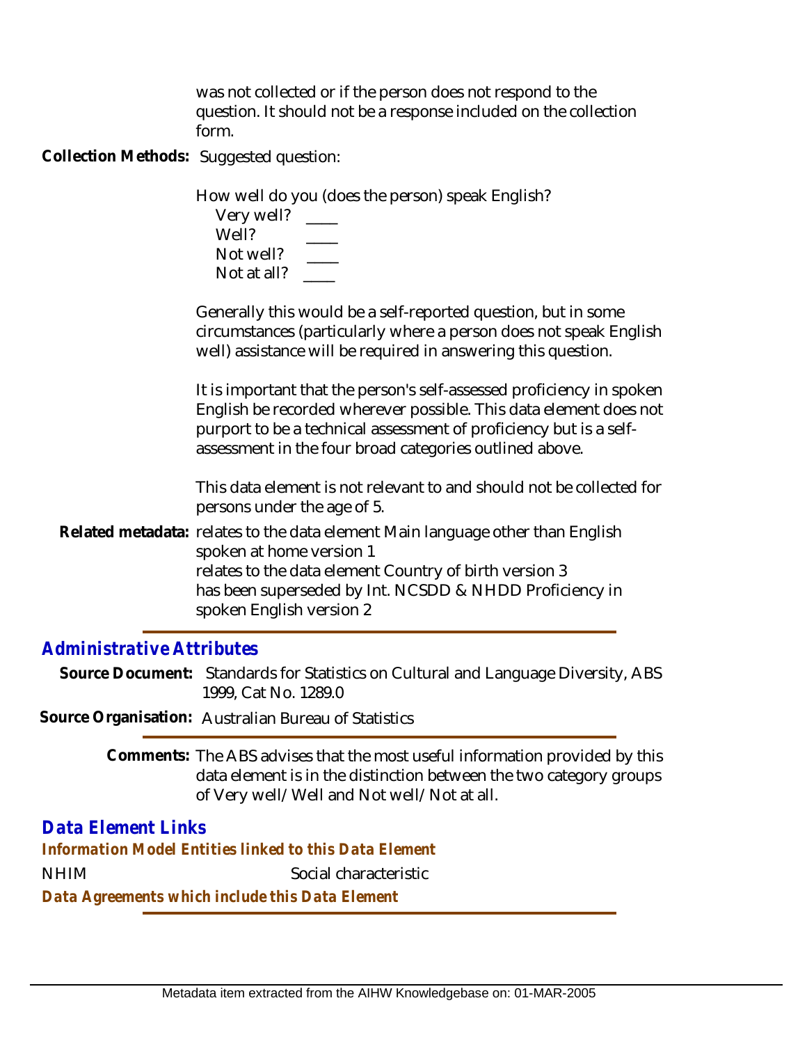was not collected or if the person does not respond to the question. It should not be a response included on the collection form.

**Collection Methods:** Suggested question:

How well do you (does the person) speak English?

Very well? ____
Well? ____
Not well? ____
Not at all? ____

Generally this would be a self-reported question, but in some circumstances (particularly where a person does not speak English well) assistance will be required in answering this question.

It is important that the person's self-assessed proficiency in spoken English be recorded wherever possible. This data element does not purport to be a technical assessment of proficiency but is a self-assessment in the four broad categories outlined above.

This data element is not relevant to and should not be collected for persons under the age of 5.

**Related metadata:** relates to the data element Main language other than English spoken at home version 1
relates to the data element Country of birth version 3
has been superseded by Int. NCSDD & NHDD Proficiency in spoken English version 2

## Administrative Attributes

**Source Document:** Standards for Statistics on Cultural and Language Diversity, ABS 1999, Cat No. 1289.0

**Source Organisation:** Australian Bureau of Statistics

**Comments:** The ABS advises that the most useful information provided by this data element is in the distinction between the two category groups of Very well/Well and Not well/Not at all.

## Data Element Links

### Information Model Entities linked to this Data Element

NHIM Social characteristic

### Data Agreements which include this Data Element